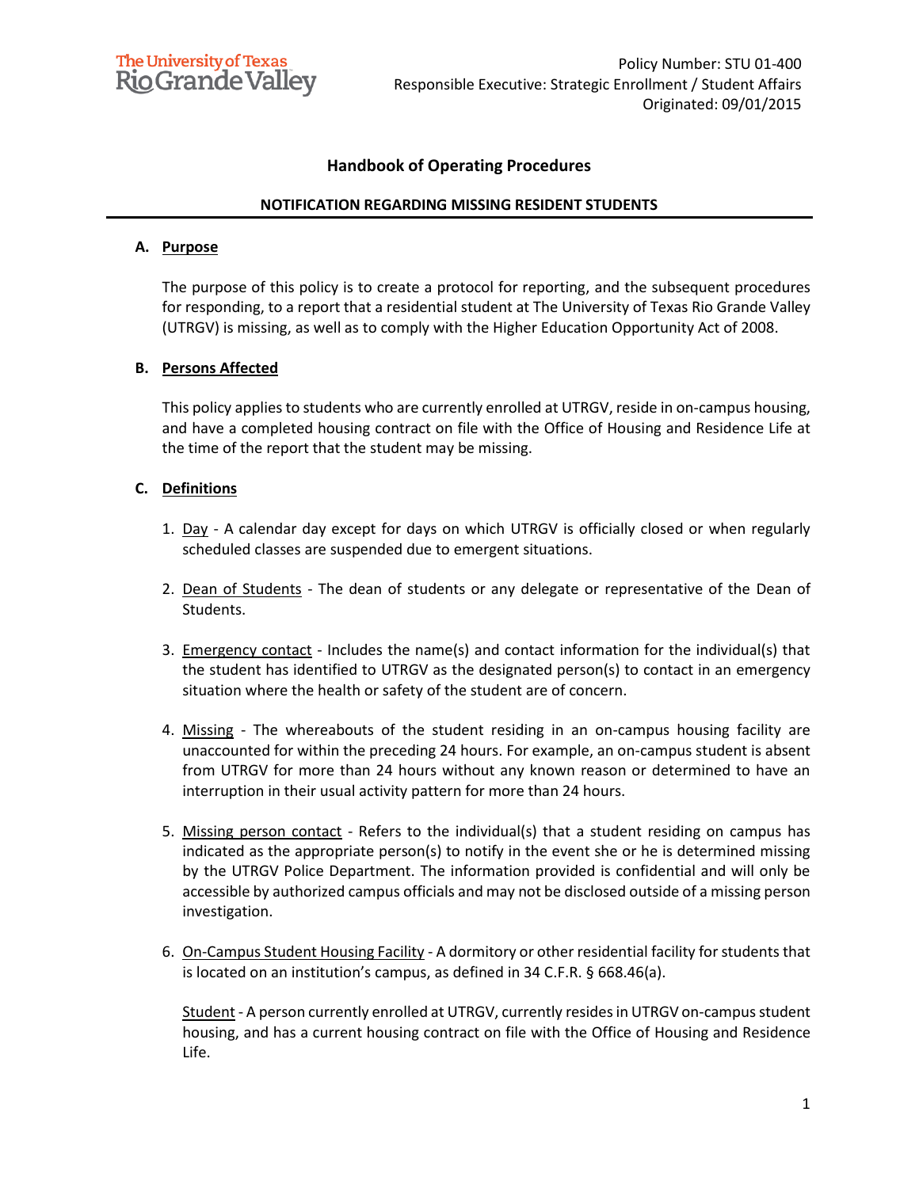Policy Number: STU 01-400
Responsible Executive: Strategic Enrollment / Student Affairs
Originated: 09/01/2015

# Handbook of Operating Procedures

## NOTIFICATION REGARDING MISSING RESIDENT STUDENTS

### A. Purpose

The purpose of this policy is to create a protocol for reporting, and the subsequent procedures for responding, to a report that a residential student at The University of Texas Rio Grande Valley (UTRGV) is missing, as well as to comply with the Higher Education Opportunity Act of 2008.

### B. Persons Affected

This policy applies to students who are currently enrolled at UTRGV, reside in on-campus housing, and have a completed housing contract on file with the Office of Housing and Residence Life at the time of the report that the student may be missing.

### C. Definitions

1. Day - A calendar day except for days on which UTRGV is officially closed or when regularly scheduled classes are suspended due to emergent situations.

2. Dean of Students - The dean of students or any delegate or representative of the Dean of Students.

3. Emergency contact - Includes the name(s) and contact information for the individual(s) that the student has identified to UTRGV as the designated person(s) to contact in an emergency situation where the health or safety of the student are of concern.

4. Missing - The whereabouts of the student residing in an on-campus housing facility are unaccounted for within the preceding 24 hours. For example, an on-campus student is absent from UTRGV for more than 24 hours without any known reason or determined to have an interruption in their usual activity pattern for more than 24 hours.

5. Missing person contact - Refers to the individual(s) that a student residing on campus has indicated as the appropriate person(s) to notify in the event she or he is determined missing by the UTRGV Police Department. The information provided is confidential and will only be accessible by authorized campus officials and may not be disclosed outside of a missing person investigation.

6. On-Campus Student Housing Facility - A dormitory or other residential facility for students that is located on an institution's campus, as defined in 34 C.F.R. § 668.46(a).

   Student - A person currently enrolled at UTRGV, currently resides in UTRGV on-campus student housing, and has a current housing contract on file with the Office of Housing and Residence Life.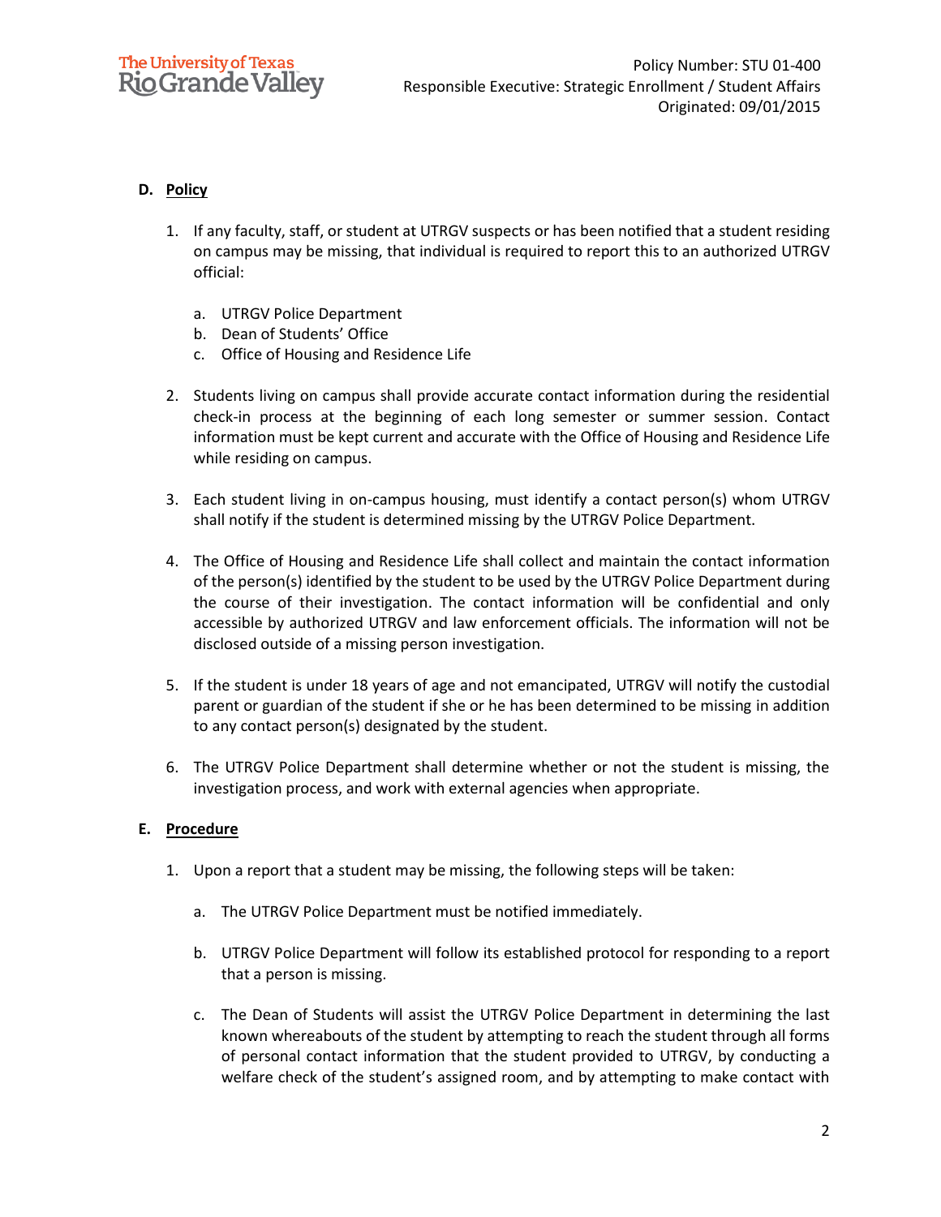## D. Policy

1. If any faculty, staff, or student at UTRGV suspects or has been notified that a student residing on campus may be missing, that individual is required to report this to an authorized UTRGV official:

    a. UTRGV Police Department
    b. Dean of Students' Office
    c. Office of Housing and Residence Life

2. Students living on campus shall provide accurate contact information during the residential check-in process at the beginning of each long semester or summer session. Contact information must be kept current and accurate with the Office of Housing and Residence Life while residing on campus.

3. Each student living in on-campus housing, must identify a contact person(s) whom UTRGV shall notify if the student is determined missing by the UTRGV Police Department.

4. The Office of Housing and Residence Life shall collect and maintain the contact information of the person(s) identified by the student to be used by the UTRGV Police Department during the course of their investigation. The contact information will be confidential and only accessible by authorized UTRGV and law enforcement officials. The information will not be disclosed outside of a missing person investigation.

5. If the student is under 18 years of age and not emancipated, UTRGV will notify the custodial parent or guardian of the student if she or he has been determined to be missing in addition to any contact person(s) designated by the student.

6. The UTRGV Police Department shall determine whether or not the student is missing, the investigation process, and work with external agencies when appropriate.

## E. Procedure

1. Upon a report that a student may be missing, the following steps will be taken:

    a. The UTRGV Police Department must be notified immediately.

    b. UTRGV Police Department will follow its established protocol for responding to a report that a person is missing.

    c. The Dean of Students will assist the UTRGV Police Department in determining the last known whereabouts of the student by attempting to reach the student through all forms of personal contact information that the student provided to UTRGV, by conducting a welfare check of the student's assigned room, and by attempting to make contact with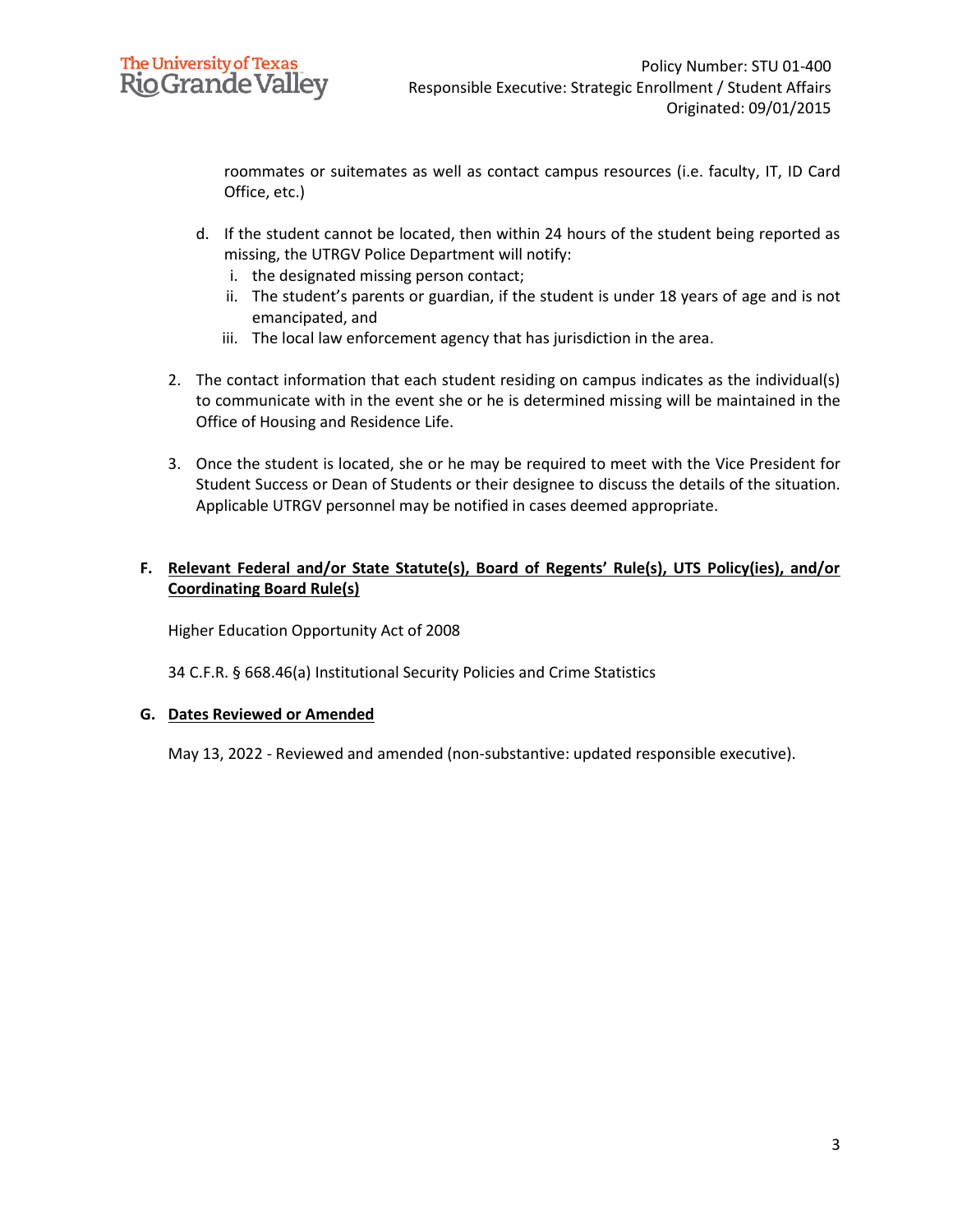roommates or suitemates as well as contact campus resources (i.e. faculty, IT, ID Card Office, etc.)

d. If the student cannot be located, then within 24 hours of the student being reported as missing, the UTRGV Police Department will notify:
   i. the designated missing person contact;
   ii. The student's parents or guardian, if the student is under 18 years of age and is not emancipated, and
   iii. The local law enforcement agency that has jurisdiction in the area.

2. The contact information that each student residing on campus indicates as the individual(s) to communicate with in the event she or he is determined missing will be maintained in the Office of Housing and Residence Life.

3. Once the student is located, she or he may be required to meet with the Vice President for Student Success or Dean of Students or their designee to discuss the details of the situation. Applicable UTRGV personnel may be notified in cases deemed appropriate.

## F. Relevant Federal and/or State Statute(s), Board of Regents' Rule(s), UTS Policy(ies), and/or Coordinating Board Rule(s)

Higher Education Opportunity Act of 2008

34 C.F.R. § 668.46(a) Institutional Security Policies and Crime Statistics

## G. Dates Reviewed or Amended

May 13, 2022 - Reviewed and amended (non-substantive: updated responsible executive).